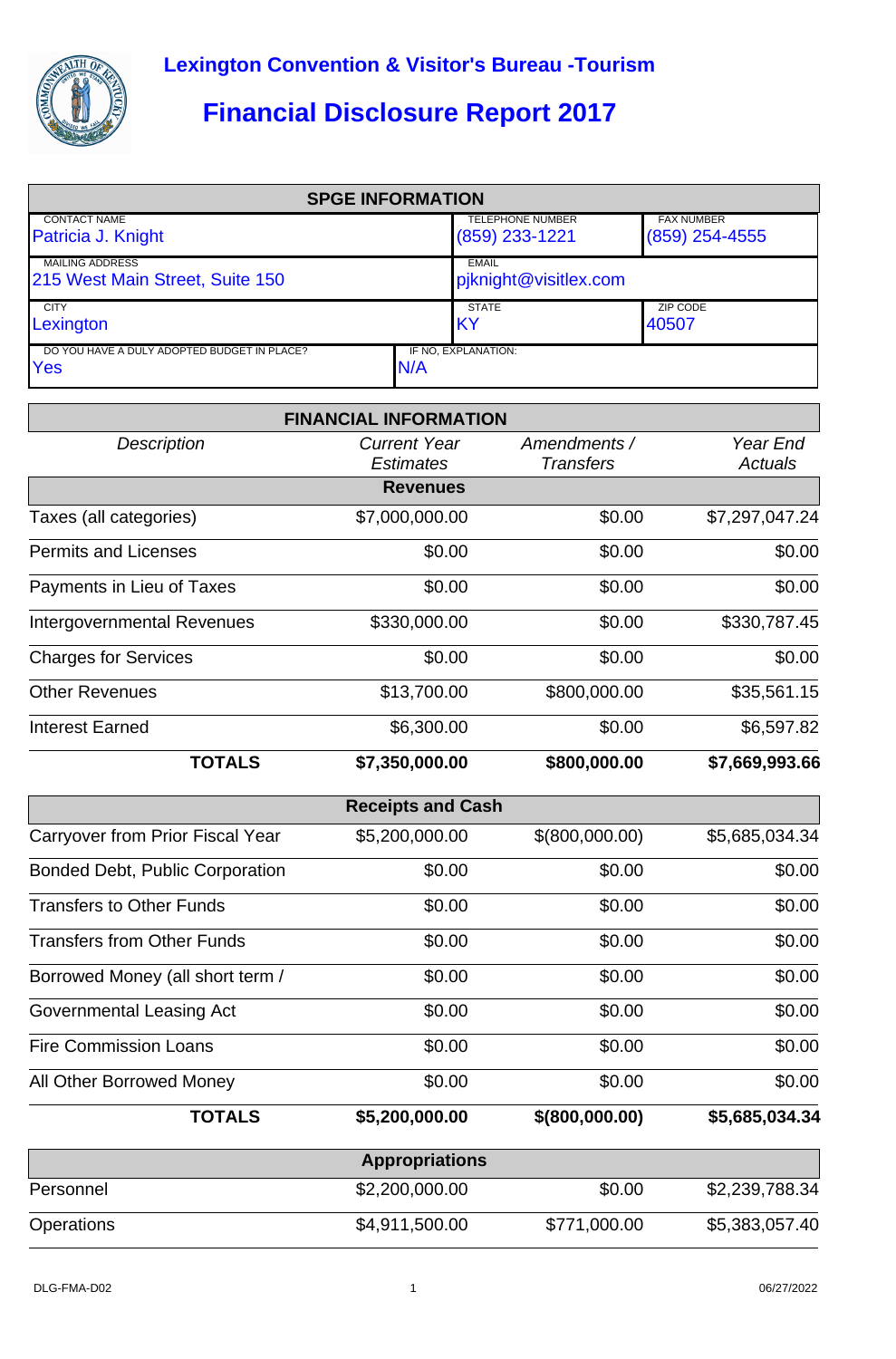# Lexington Convention & Visitor's Bureau -Tourism

## Financial Disclosure Report 2017

| SPGE INFORMATION | | |
|---|---|---|
| CONTACT NAME<br>Patricia J. Knight | TELEPHONE NUMBER<br>(859) 233-1221 | FAX NUMBER<br>(859) 254-4555 |
| MAILING ADDRESS<br>215 West Main Street, Suite 150 | EMAIL<br>pjknight@visitlex.com | |
| CITY<br>Lexington | STATE<br>KY | ZIP CODE<br>40507 |
| DO YOU HAVE A DULY ADOPTED BUDGET IN PLACE?<br>Yes | IF NO, EXPLANATION:<br>N/A | |

| *Description* | *Current Year Estimates* | *Amendments / Transfers* | *Year End Actuals* |
|---|---|---|---|
| **Revenues** | | | |
| Taxes (all categories) | $7,000,000.00 | $0.00 | $7,297,047.24 |
| Permits and Licenses | $0.00 | $0.00 | $0.00 |
| Payments in Lieu of Taxes | $0.00 | $0.00 | $0.00 |
| Intergovernmental Revenues | $330,000.00 | $0.00 | $330,787.45 |
| Charges for Services | $0.00 | $0.00 | $0.00 |
| Other Revenues | $13,700.00 | $800,000.00 | $35,561.15 |
| Interest Earned | $6,300.00 | $0.00 | $6,597.82 |
| **TOTALS** | **$7,350,000.00** | **$800,000.00** | **$7,669,993.66** |
| **Receipts and Cash** | | | |
| Carryover from Prior Fiscal Year | $5,200,000.00 | $(800,000.00) | $5,685,034.34 |
| Bonded Debt, Public Corporation | $0.00 | $0.00 | $0.00 |
| Transfers to Other Funds | $0.00 | $0.00 | $0.00 |
| Transfers from Other Funds | $0.00 | $0.00 | $0.00 |
| Borrowed Money (all short term / | $0.00 | $0.00 | $0.00 |
| Governmental Leasing Act | $0.00 | $0.00 | $0.00 |
| Fire Commission Loans | $0.00 | $0.00 | $0.00 |
| All Other Borrowed Money | $0.00 | $0.00 | $0.00 |
| **TOTALS** | **$5,200,000.00** | **$(800,000.00)** | **$5,685,034.34** |
| **Appropriations** | | | |
| Personnel | $2,200,000.00 | $0.00 | $2,239,788.34 |
| Operations | $4,911,500.00 | $771,000.00 | $5,383,057.40 |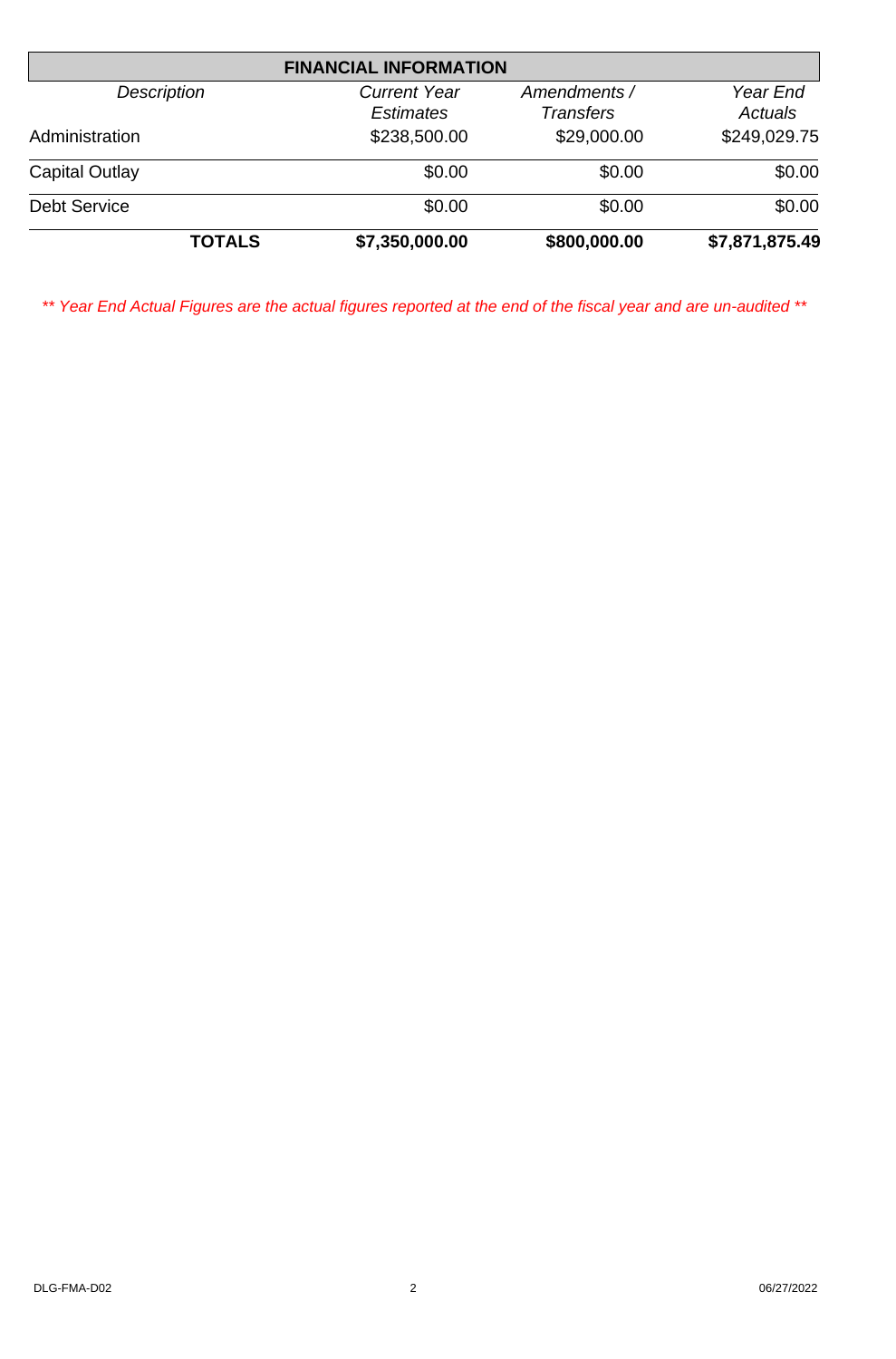| FINANCIAL INFORMATION | | | |
|---|---|---|---|
| *Description* | *Current Year Estimates* | *Amendments / Transfers* | *Year End Actuals* |
| Administration | $238,500.00 | $29,000.00 | $249,029.75 |
| Capital Outlay | $0.00 | $0.00 | $0.00 |
| Debt Service | $0.00 | $0.00 | $0.00 |
| **TOTALS** | **$7,350,000.00** | **$800,000.00** | **$7,871,875.49** |

*** Year End Actual Figures are the actual figures reported at the end of the fiscal year and are un-audited ***

DLG-FMA-D02 06/27/2022